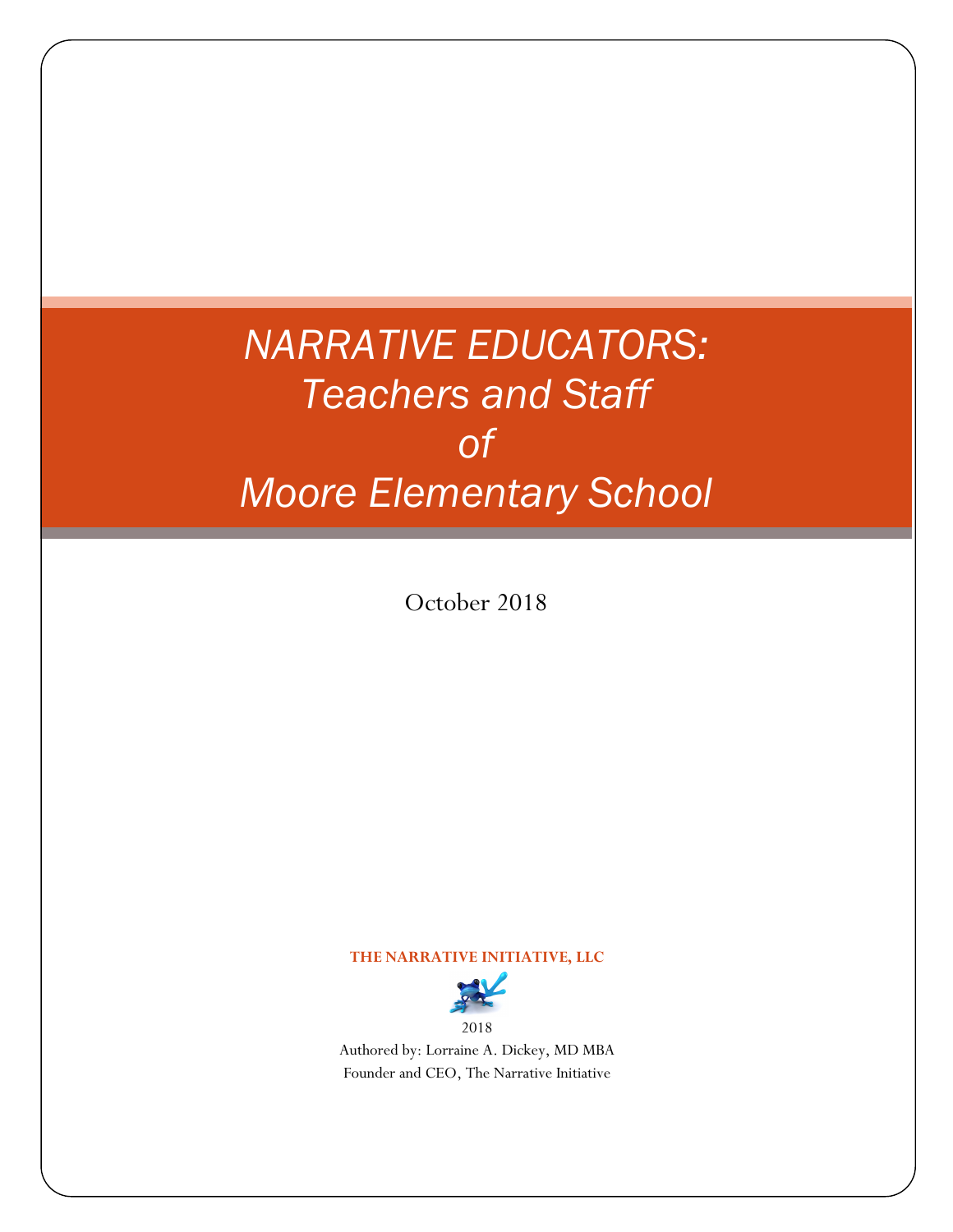# *NARRATIVE EDUCATORS: Teachers and Staff of Moore Elementary School*

October 2018

**THE NARRATIVE INITIATIVE, LLC**

2018

Authored by: Lorraine A. Dickey, MD MBA

Founder and CEO, The Narrative Initiative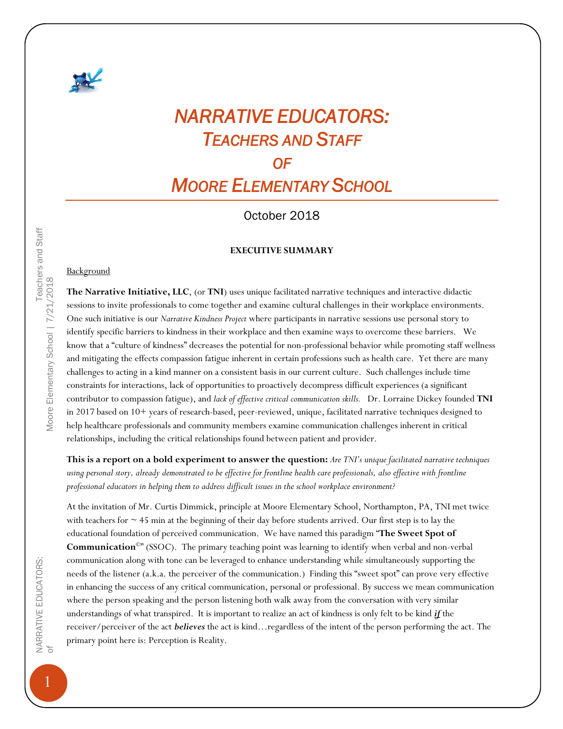# *NARRATIVE EDUCATORS:*
## *TEACHERS AND STAFF*
## *OF*
## *MOORE ELEMENTARY SCHOOL*

October 2018

**EXECUTIVE SUMMARY**

Background

**The Narrative Initiative, LLC**, (or **TNI**) uses unique facilitated narrative techniques and interactive didactic sessions to invite professionals to come together and examine cultural challenges in their workplace environments. One such initiative is our *Narrative Kindness Project* where participants in narrative sessions use personal story to identify specific barriers to kindness in their workplace and then examine ways to overcome these barriers. We know that a "culture of kindness" decreases the potential for non-professional behavior while promoting staff wellness and mitigating the effects compassion fatigue inherent in certain professions such as health care. Yet there are many challenges to acting in a kind manner on a consistent basis in our current culture. Such challenges include time constraints for interactions, lack of opportunities to proactively decompress difficult experiences (a significant contributor to compassion fatigue), and *lack of effective critical communication skills.* Dr. Lorraine Dickey founded **TNI** in 2017 based on 10+ years of research-based, peer-reviewed, unique, facilitated narrative techniques designed to help healthcare professionals and community members examine communication challenges inherent in critical relationships, including the critical relationships found between patient and provider.

**This is a report on a bold experiment to answer the question:** *Are TNI's unique facilitated narrative techniques using personal story, already demonstrated to be effective for frontline health care professionals, also effective with frontline professional educators in helping them to address difficult issues in the school workplace environment?*

At the invitation of Mr. Curtis Dimmick, principle at Moore Elementary School, Northampton, PA, TNI met twice with teachers for ~ 45 min at the beginning of their day before students arrived. Our first step is to lay the educational foundation of perceived communication. We have named this paradigm "**The Sweet Spot of Communication**©" (SSOC). The primary teaching point was learning to identify when verbal and non-verbal communication along with tone can be leveraged to enhance understanding while simultaneously supporting the needs of the listener (a.k.a. the perceiver of the communication.) Finding this "sweet spot" can prove very effective in enhancing the success of any critical communication, personal or professional. By success we mean communication where the person speaking and the person listening both walk away from the conversation with very similar understandings of what transpired. It is important to realize an act of kindness is only felt to be kind ***if*** the receiver/perceiver of the act ***believes*** the act is kind…regardless of the intent of the person performing the act. The primary point here is: Perception is Reality.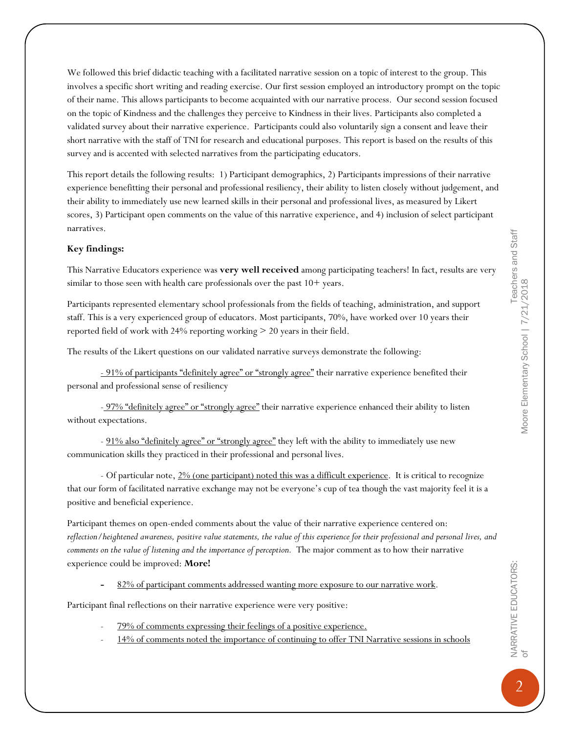We followed this brief didactic teaching with a facilitated narrative session on a topic of interest to the group. This involves a specific short writing and reading exercise. Our first session employed an introductory prompt on the topic of their name. This allows participants to become acquainted with our narrative process. Our second session focused on the topic of Kindness and the challenges they perceive to Kindness in their lives. Participants also completed a validated survey about their narrative experience. Participants could also voluntarily sign a consent and leave their short narrative with the staff of TNI for research and educational purposes. This report is based on the results of this survey and is accented with selected narratives from the participating educators.

This report details the following results: 1) Participant demographics, 2) Participants impressions of their narrative experience benefitting their personal and professional resiliency, their ability to listen closely without judgement, and their ability to immediately use new learned skills in their personal and professional lives, as measured by Likert scores, 3) Participant open comments on the value of this narrative experience, and 4) inclusion of select participant narratives.

**Key findings:**

This Narrative Educators experience was **very well received** among participating teachers! In fact, results are very similar to those seen with health care professionals over the past 10+ years.

Participants represented elementary school professionals from the fields of teaching, administration, and support staff. This is a very experienced group of educators. Most participants, 70%, have worked over 10 years their reported field of work with 24% reporting working > 20 years in their field.

The results of the Likert questions on our validated narrative surveys demonstrate the following:

- 91% of participants "definitely agree" or "strongly agree" their narrative experience benefited their personal and professional sense of resiliency

- 97% "definitely agree" or "strongly agree" their narrative experience enhanced their ability to listen without expectations.

- 91% also "definitely agree" or "strongly agree" they left with the ability to immediately use new communication skills they practiced in their professional and personal lives.

- Of particular note, 2% (one participant) noted this was a difficult experience. It is critical to recognize that our form of facilitated narrative exchange may not be everyone's cup of tea though the vast majority feel it is a positive and beneficial experience.

Participant themes on open-ended comments about the value of their narrative experience centered on: *reflection/heightened awareness, positive value statements, the value of this experience for their professional and personal lives, and comments on the value of listening and the importance of perception.* The major comment as to how their narrative experience could be improved: **More!**

- 82% of participant comments addressed wanting more exposure to our narrative work.

Participant final reflections on their narrative experience were very positive:

- 79% of comments expressing their feelings of a positive experience.
- 14% of comments noted the importance of continuing to offer TNI Narrative sessions in schools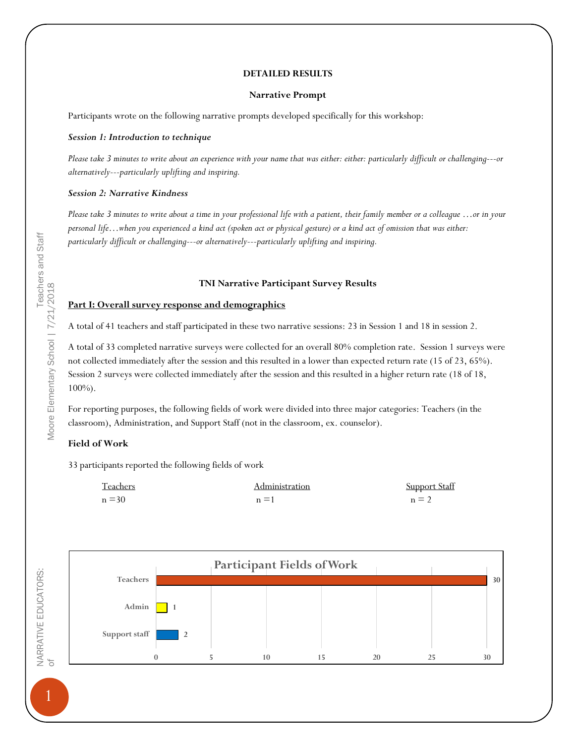**DETAILED RESULTS**

**Narrative Prompt**

Participants wrote on the following narrative prompts developed specifically for this workshop:

***Session 1: Introduction to technique***

*Please take 3 minutes to write about an experience with your name that was either: either: particularly difficult or challenging---or alternatively---particularly uplifting and inspiring.*

***Session 2: Narrative Kindness***

*Please take 3 minutes to write about a time in your professional life with a patient, their family member or a colleague …or in your personal life…when you experienced a kind act (spoken act or physical gesture) or a kind act of omission that was either: particularly difficult or challenging---or alternatively---particularly uplifting and inspiring.*

**TNI Narrative Participant Survey Results**

**Part I: Overall survey response and demographics**

A total of 41 teachers and staff participated in these two narrative sessions: 23 in Session 1 and 18 in session 2.

A total of 33 completed narrative surveys were collected for an overall 80% completion rate. Session 1 surveys were not collected immediately after the session and this resulted in a lower than expected return rate (15 of 23, 65%). Session 2 surveys were collected immediately after the session and this resulted in a higher return rate (18 of 18, 100%).

For reporting purposes, the following fields of work were divided into three major categories: Teachers (in the classroom), Administration, and Support Staff (not in the classroom, ex. counselor).

**Field of Work**

33 participants reported the following fields of work

| Teachers | Administration | Support Staff |
|---|---|---|
| n =30 | n =1 | n = 2 |

**Participant Fields of Work**

| Field | Count |
|---|---|
| Teachers | 30 |
| Admin | 1 |
| Support staff | 2 |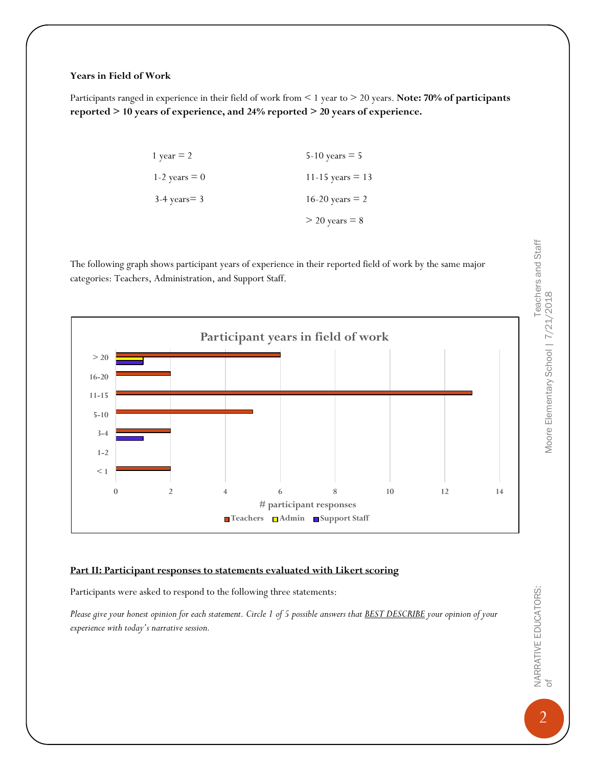**Years in Field of Work**

Participants ranged in experience in their field of work from < 1 year to > 20 years. **Note: 70% of participants reported > 10 years of experience, and 24% reported > 20 years of experience.**

1 year = 2

1-2 years = 0

3-4 years= 3

5-10 years = 5

11-15 years = 13

16-20 years = 2

> 20 years = 8

The following graph shows participant years of experience in their reported field of work by the same major categories: Teachers, Administration, and Support Staff.

**Participant years in field of work**

| Years | Teachers | Admin | Support Staff |
|---|---|---|---|
| > 20 | 6 | 1 | 1 |
| 16-20 | 2 | | |
| 11-15 | 13 | | |
| 5-10 | 5 | | |
| 3-4 | 2 | | 1 |
| 1-2 | | | |
| < 1 | 2 | | |

\# participant responses

**Part II: Participant responses to statements evaluated with Likert scoring**

Participants were asked to respond to the following three statements:

*Please give your honest opinion for each statement. Circle 1 of 5 possible answers that BEST DESCRIBE your opinion of your experience with today's narrative session.*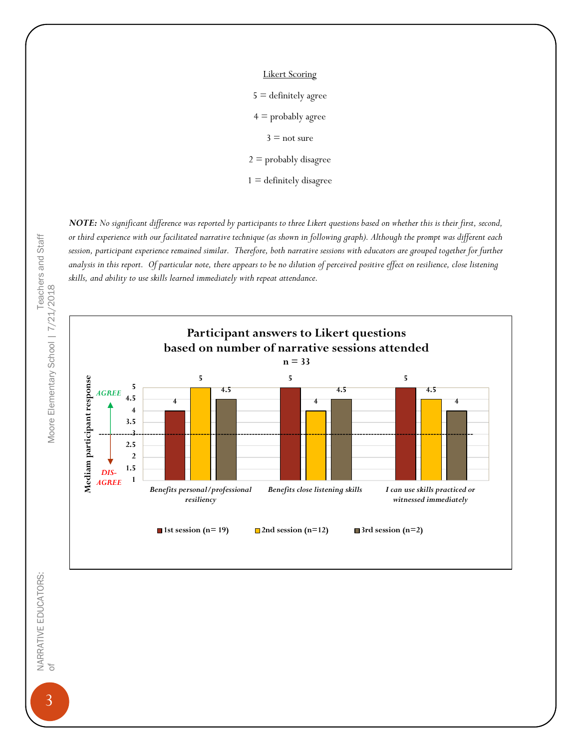<u>Likert Scoring</u>

5 = definitely agree

4 = probably agree

3 = not sure

2 = probably disagree

1 = definitely disagree

***NOTE:*** *No significant difference was reported by participants to three Likert questions based on whether this is their first, second, or third experience with our facilitated narrative technique (as shown in following graph). Although the prompt was different each session, participant experience remained similar. Therefore, both narrative sessions with educators are grouped together for further analysis in this report. Of particular note, there appears to be no dilution of perceived positive effect on resilience, close listening skills, and ability to use skills learned immediately with repeat attendance.*

**Participant answers to Likert questions based on number of narrative sessions attended**

**n = 33**

Mediam participant response (AGREE ↑ / DIS-AGREE ↓)

| | 1st session (n= 19) | 2nd session (n=12) | 3rd session (n=2) |
|---|---|---|---|
| *Benefits personal/professional resiliency* | 4 | 5 | 4.5 |
| *Benefits close listening skills* | 5 | 4 | 4.5 |
| *I can use skills practiced or witnessed immediately* | 5 | 4.5 | 4 |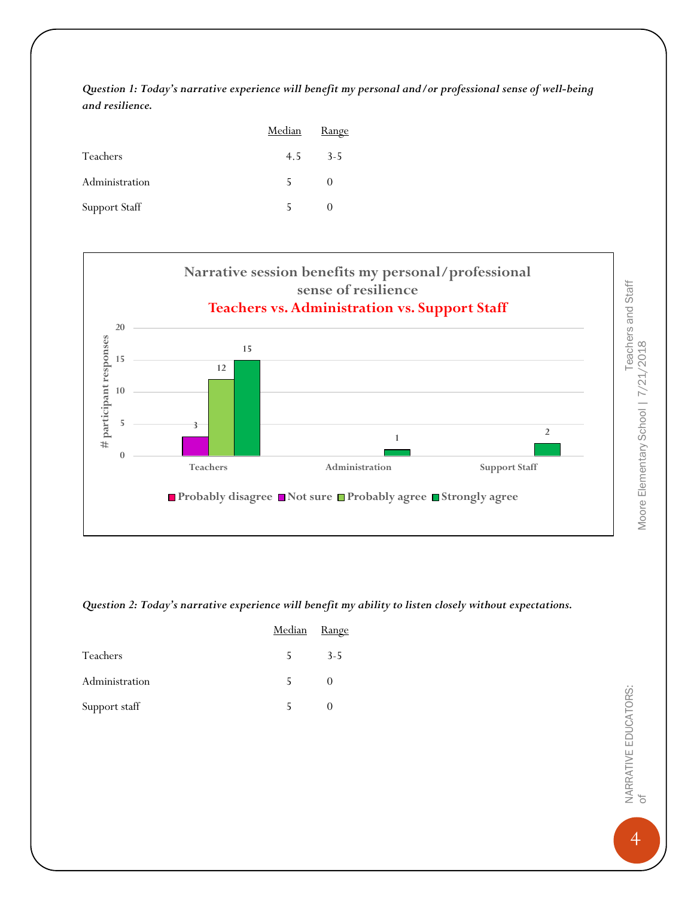***Question 1: Today's narrative experience will benefit my personal and/or professional sense of well-being and resilience.***

| | Median | Range |
|---|---|---|
| Teachers | 4.5 | 3-5 |
| Administration | 5 | 0 |
| Support Staff | 5 | 0 |

**Narrative session benefits my personal/professional sense of resilience**
**Teachers vs. Administration vs. Support Staff**

| # participant responses | Probably disagree | Not sure | Probably agree | Strongly agree |
|---|---|---|---|---|
| Teachers | | 3 | 12 | 15 |
| Administration | | | | 1 |
| Support Staff | | | | 2 |

***Question 2: Today's narrative experience will benefit my ability to listen closely without expectations.***

| | Median | Range |
|---|---|---|
| Teachers | 5 | 3-5 |
| Administration | 5 | 0 |
| Support staff | 5 | 0 |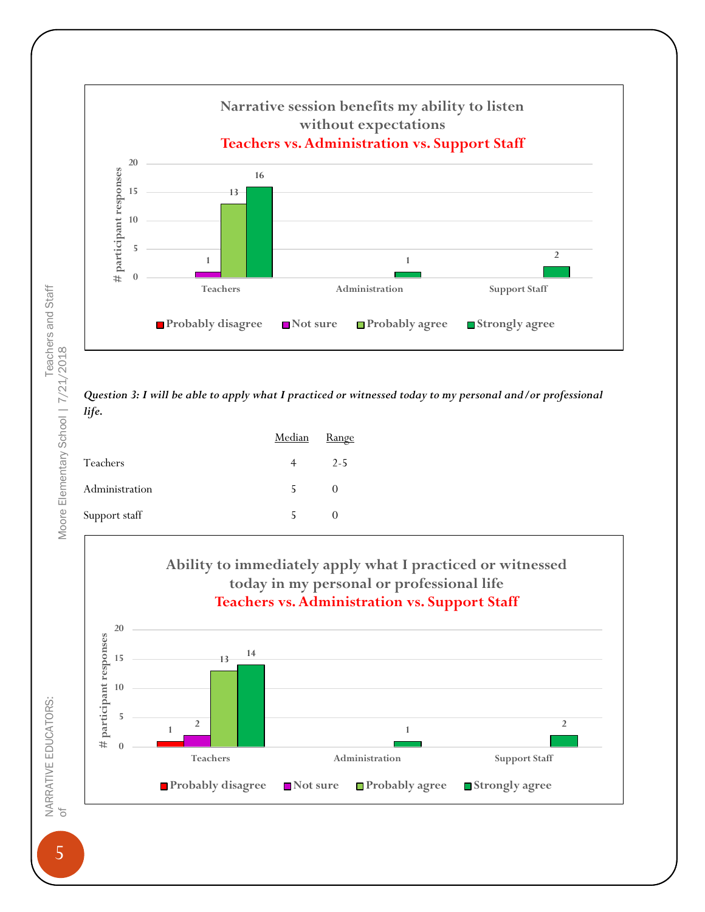**Narrative session benefits my ability to listen without expectations**
**Teachers vs. Administration vs. Support Staff**

| # participant responses | Probably disagree | Not sure | Probably agree | Strongly agree |
|---|---|---|---|---|
| Teachers | | 1 | 13 | 16 |
| Administration | | | | 1 |
| Support Staff | | | | 2 |

*Question 3: I will be able to apply what I practiced or witnessed today to my personal and/or professional life.*

| | Median | Range |
|---|---|---|
| Teachers | 4 | 2-5 |
| Administration | 5 | 0 |
| Support staff | 5 | 0 |

**Ability to immediately apply what I practiced or witnessed today in my personal or professional life**
**Teachers vs. Administration vs. Support Staff**

| # participant responses | Probably disagree | Not sure | Probably agree | Strongly agree |
|---|---|---|---|---|
| Teachers | 1 | 2 | 13 | 14 |
| Administration | | | | 1 |
| Support Staff | | | | 2 |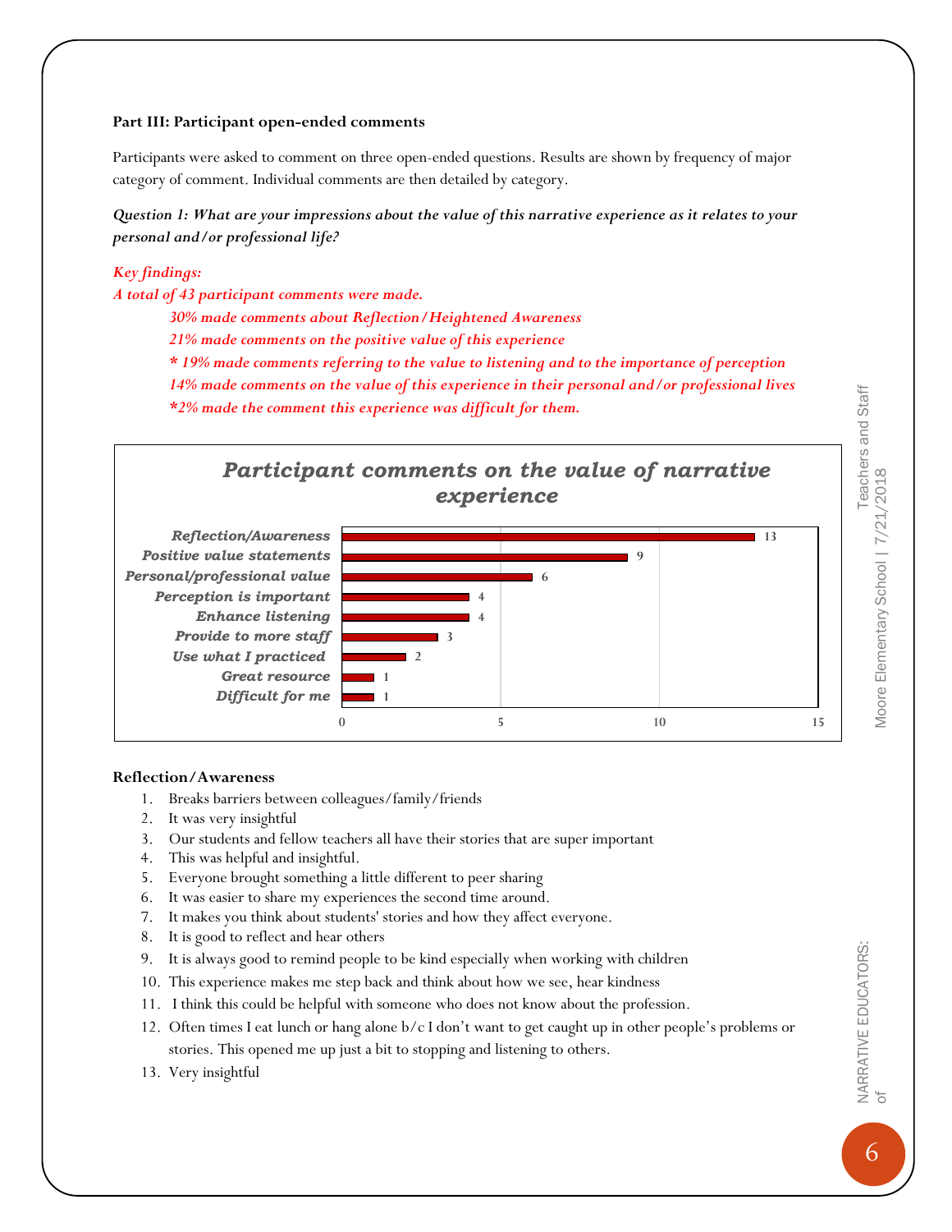**Part III: Participant open-ended comments**

Participants were asked to comment on three open-ended questions. Results are shown by frequency of major category of comment. Individual comments are then detailed by category.

***Question 1: What are your impressions about the value of this narrative experience as it relates to your personal and/or professional life?***

***Key findings:***

***A total of 43 participant comments were made.***

> ***30% made comments about Reflection/Heightened Awareness***
> ***21% made comments on the positive value of this experience***
> ***\* 19% made comments referring to the value to listening and to the importance of perception***
> ***14% made comments on the value of this experience in their personal and/or professional lives***
> ***\*2% made the comment this experience was difficult for them.***

**Participant comments on the value of narrative experience**

| Category | Count |
|---|---|
| Reflection/Awareness | 13 |
| Positive value statements | 9 |
| Personal/professional value | 6 |
| Perception is important | 4 |
| Enhance listening | 4 |
| Provide to more staff | 3 |
| Use what I practiced | 2 |
| Great resource | 1 |
| Difficult for me | 1 |

**Reflection/Awareness**

1. Breaks barriers between colleagues/family/friends
2. It was very insightful
3. Our students and fellow teachers all have their stories that are super important
4. This was helpful and insightful.
5. Everyone brought something a little different to peer sharing
6. It was easier to share my experiences the second time around.
7. It makes you think about students' stories and how they affect everyone.
8. It is good to reflect and hear others
9. It is always good to remind people to be kind especially when working with children
10. This experience makes me step back and think about how we see, hear kindness
11. I think this could be helpful with someone who does not know about the profession.
12. Often times I eat lunch or hang alone b/c I don't want to get caught up in other people's problems or stories. This opened me up just a bit to stopping and listening to others.
13. Very insightful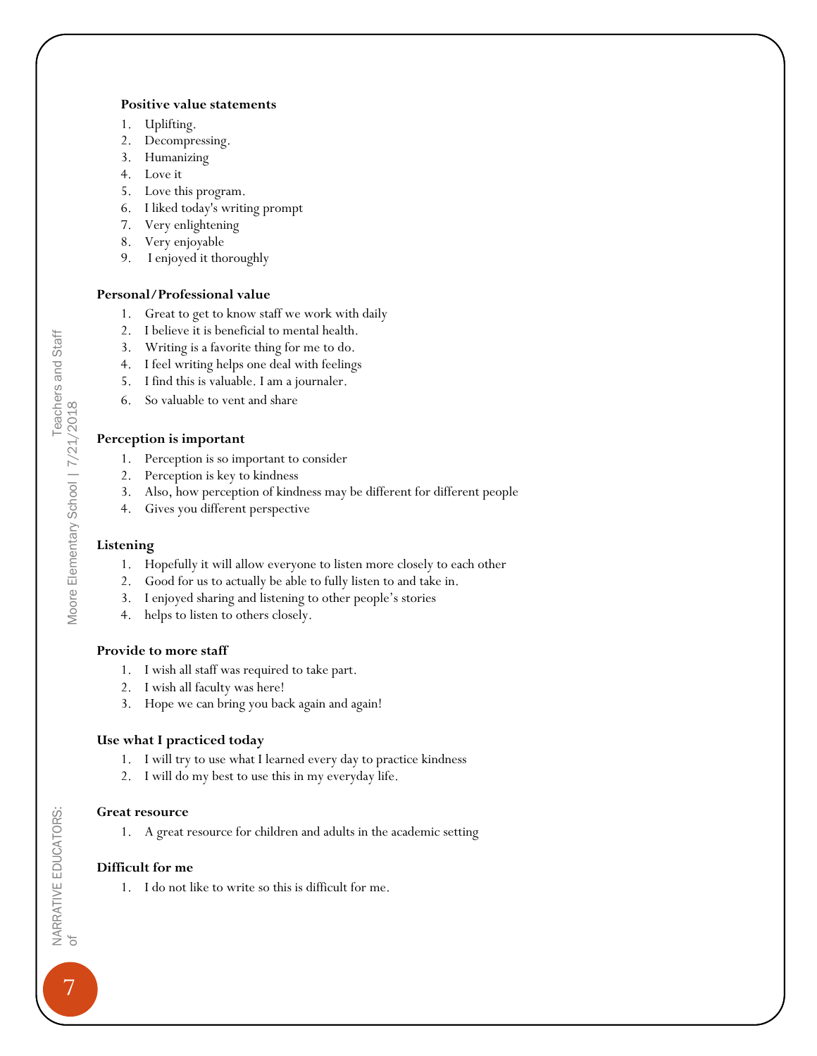**Positive value statements**

1. Uplifting.
2. Decompressing.
3. Humanizing
4. Love it
5. Love this program.
6. I liked today's writing prompt
7. Very enlightening
8. Very enjoyable
9. I enjoyed it thoroughly

**Personal/Professional value**

1. Great to get to know staff we work with daily
2. I believe it is beneficial to mental health.
3. Writing is a favorite thing for me to do.
4. I feel writing helps one deal with feelings
5. I find this is valuable. I am a journaler.
6. So valuable to vent and share

**Perception is important**

1. Perception is so important to consider
2. Perception is key to kindness
3. Also, how perception of kindness may be different for different people
4. Gives you different perspective

**Listening**

1. Hopefully it will allow everyone to listen more closely to each other
2. Good for us to actually be able to fully listen to and take in.
3. I enjoyed sharing and listening to other people's stories
4. helps to listen to others closely.

**Provide to more staff**

1. I wish all staff was required to take part.
2. I wish all faculty was here!
3. Hope we can bring you back again and again!

**Use what I practiced today**

1. I will try to use what I learned every day to practice kindness
2. I will do my best to use this in my everyday life.

**Great resource**

1. A great resource for children and adults in the academic setting

**Difficult for me**

1. I do not like to write so this is difficult for me.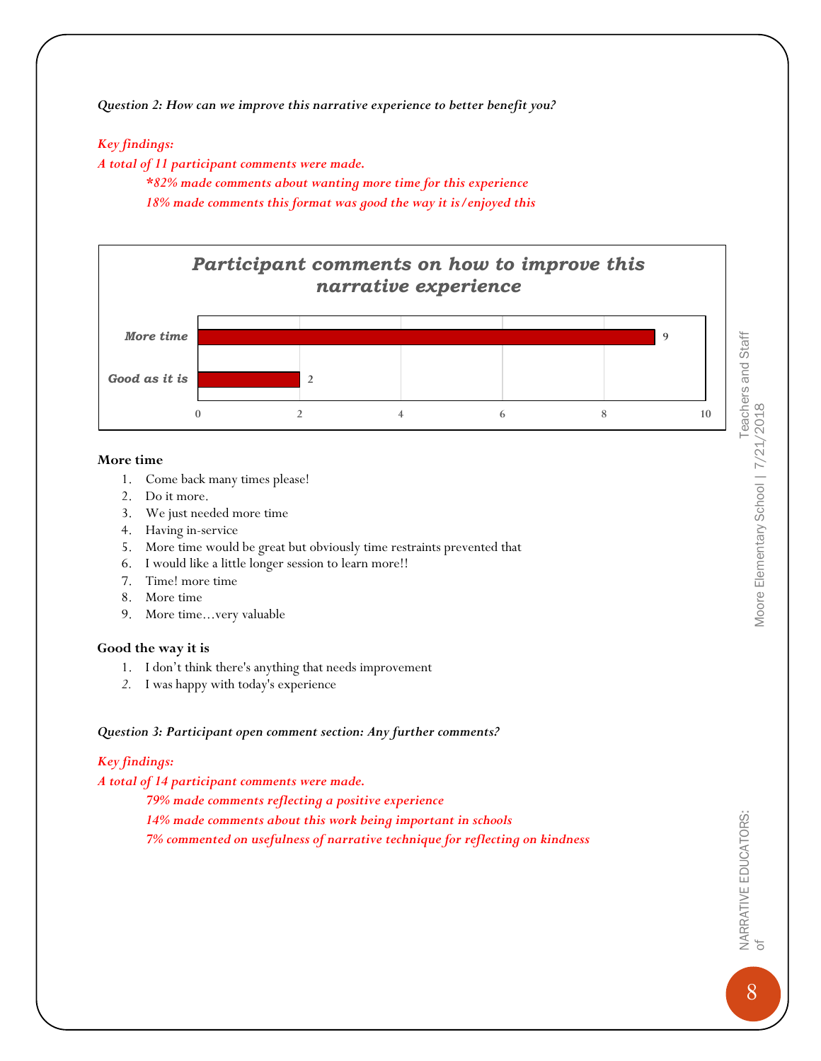***Question 2: How can we improve this narrative experience to better benefit you?***

***Key findings:***

***A total of 11 participant comments were made.***

> ***\*82% made comments about wanting more time for this experience***
>
> ***18% made comments this format was good the way it is/enjoyed this***

**Participant comments on how to improve this narrative experience**

| Category | Count |
|---|---|
| More time | 9 |
| Good as it is | 2 |

**More time**

1. Come back many times please!
2. Do it more.
3. We just needed more time
4. Having in-service
5. More time would be great but obviously time restraints prevented that
6. I would like a little longer session to learn more!!
7. Time! more time
8. More time
9. More time…very valuable

**Good the way it is**

1. I don't think there's anything that needs improvement
2. I was happy with today's experience

***Question 3: Participant open comment section: Any further comments?***

***Key findings:***

***A total of 14 participant comments were made.***

> ***79% made comments reflecting a positive experience***
>
> ***14% made comments about this work being important in schools***
>
> ***7% commented on usefulness of narrative technique for reflecting on kindness***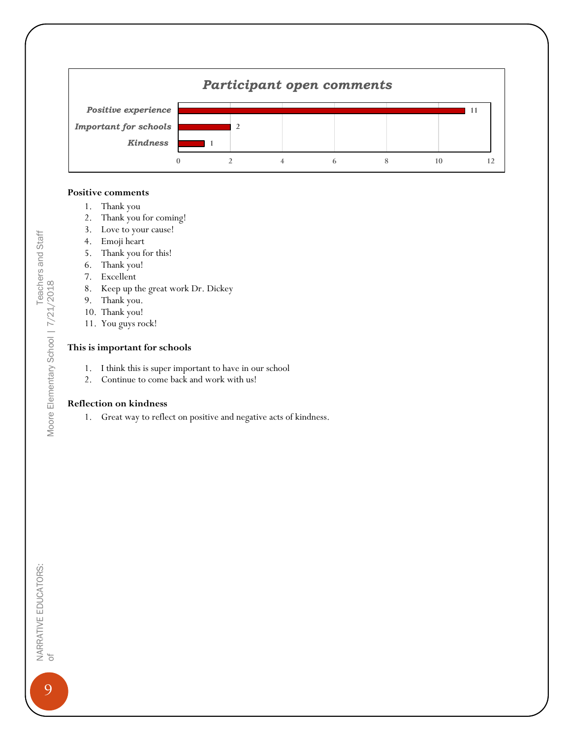**Participant open comments**

| Category | Count |
| --- | --- |
| Positive experience | 11 |
| Important for schools | 2 |
| Kindness | 1 |

**Positive comments**

1. Thank you
2. Thank you for coming!
3. Love to your cause!
4. Emoji heart
5. Thank you for this!
6. Thank you!
7. Excellent
8. Keep up the great work Dr. Dickey
9. Thank you.
10. Thank you!
11. You guys rock!

**This is important for schools**

1. I think this is super important to have in our school
2. Continue to come back and work with us!

**Reflection on kindness**

1. Great way to reflect on positive and negative acts of kindness.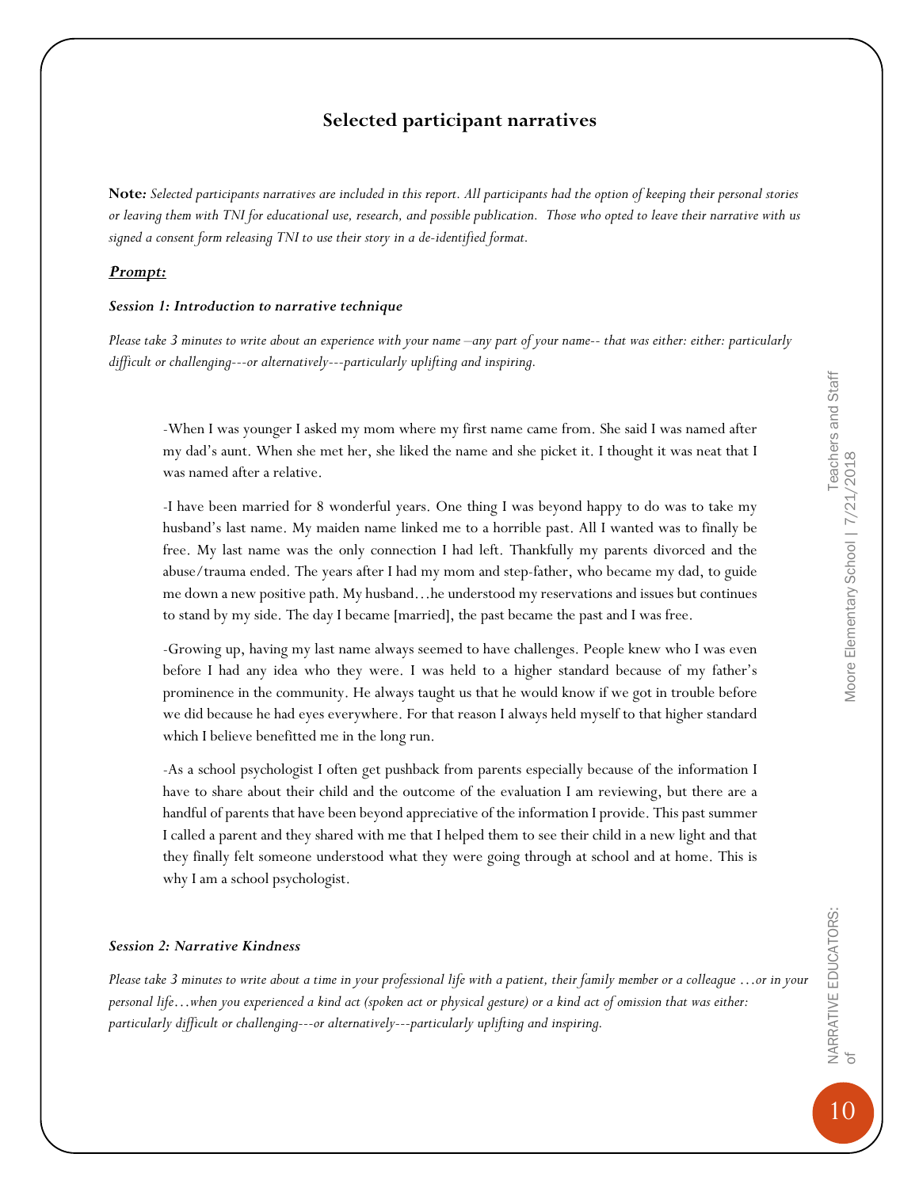## Selected participant narratives

**Note:** *Selected participants narratives are included in this report. All participants had the option of keeping their personal stories or leaving them with TNI for educational use, research, and possible publication. Those who opted to leave their narrative with us signed a consent form releasing TNI to use their story in a de-identified format.*

***Prompt:***

***Session 1: Introduction to narrative technique***

*Please take 3 minutes to write about an experience with your name –any part of your name-- that was either: either: particularly difficult or challenging---or alternatively---particularly uplifting and inspiring.*

> -When I was younger I asked my mom where my first name came from. She said I was named after my dad's aunt. When she met her, she liked the name and she picket it. I thought it was neat that I was named after a relative.
>
> -I have been married for 8 wonderful years. One thing I was beyond happy to do was to take my husband's last name. My maiden name linked me to a horrible past. All I wanted was to finally be free. My last name was the only connection I had left. Thankfully my parents divorced and the abuse/trauma ended. The years after I had my mom and step-father, who became my dad, to guide me down a new positive path. My husband…he understood my reservations and issues but continues to stand by my side. The day I became [married], the past became the past and I was free.
>
> -Growing up, having my last name always seemed to have challenges. People knew who I was even before I had any idea who they were. I was held to a higher standard because of my father's prominence in the community. He always taught us that he would know if we got in trouble before we did because he had eyes everywhere. For that reason I always held myself to that higher standard which I believe benefitted me in the long run.
>
> -As a school psychologist I often get pushback from parents especially because of the information I have to share about their child and the outcome of the evaluation I am reviewing, but there are a handful of parents that have been beyond appreciative of the information I provide. This past summer I called a parent and they shared with me that I helped them to see their child in a new light and that they finally felt someone understood what they were going through at school and at home. This is why I am a school psychologist.

***Session 2: Narrative Kindness***

*Please take 3 minutes to write about a time in your professional life with a patient, their family member or a colleague …or in your personal life…when you experienced a kind act (spoken act or physical gesture) or a kind act of omission that was either: particularly difficult or challenging---or alternatively---particularly uplifting and inspiring.*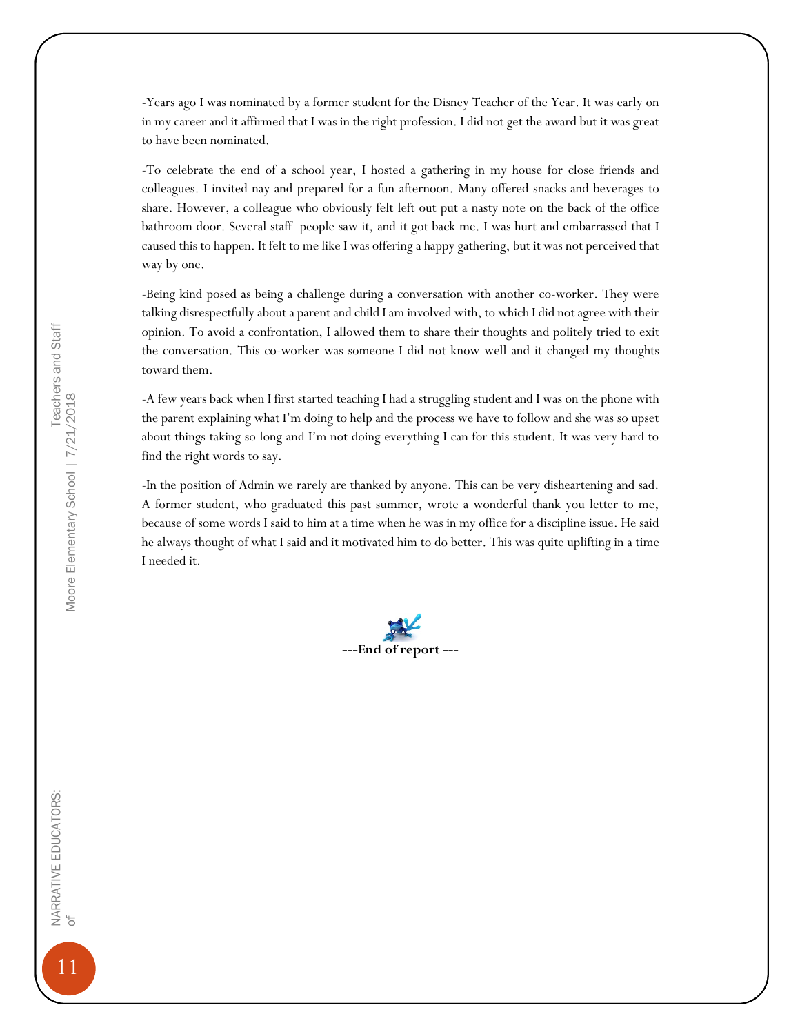-Years ago I was nominated by a former student for the Disney Teacher of the Year. It was early on in my career and it affirmed that I was in the right profession. I did not get the award but it was great to have been nominated.

-To celebrate the end of a school year, I hosted a gathering in my house for close friends and colleagues. I invited nay and prepared for a fun afternoon. Many offered snacks and beverages to share. However, a colleague who obviously felt left out put a nasty note on the back of the office bathroom door. Several staff people saw it, and it got back me. I was hurt and embarrassed that I caused this to happen. It felt to me like I was offering a happy gathering, but it was not perceived that way by one.

-Being kind posed as being a challenge during a conversation with another co-worker. They were talking disrespectfully about a parent and child I am involved with, to which I did not agree with their opinion. To avoid a confrontation, I allowed them to share their thoughts and politely tried to exit the conversation. This co-worker was someone I did not know well and it changed my thoughts toward them.

-A few years back when I first started teaching I had a struggling student and I was on the phone with the parent explaining what I'm doing to help and the process we have to follow and she was so upset about things taking so long and I'm not doing everything I can for this student. It was very hard to find the right words to say.

-In the position of Admin we rarely are thanked by anyone. This can be very disheartening and sad. A former student, who graduated this past summer, wrote a wonderful thank you letter to me, because of some words I said to him at a time when he was in my office for a discipline issue. He said he always thought of what I said and it motivated him to do better. This was quite uplifting in a time I needed it.

**---End of report ---**